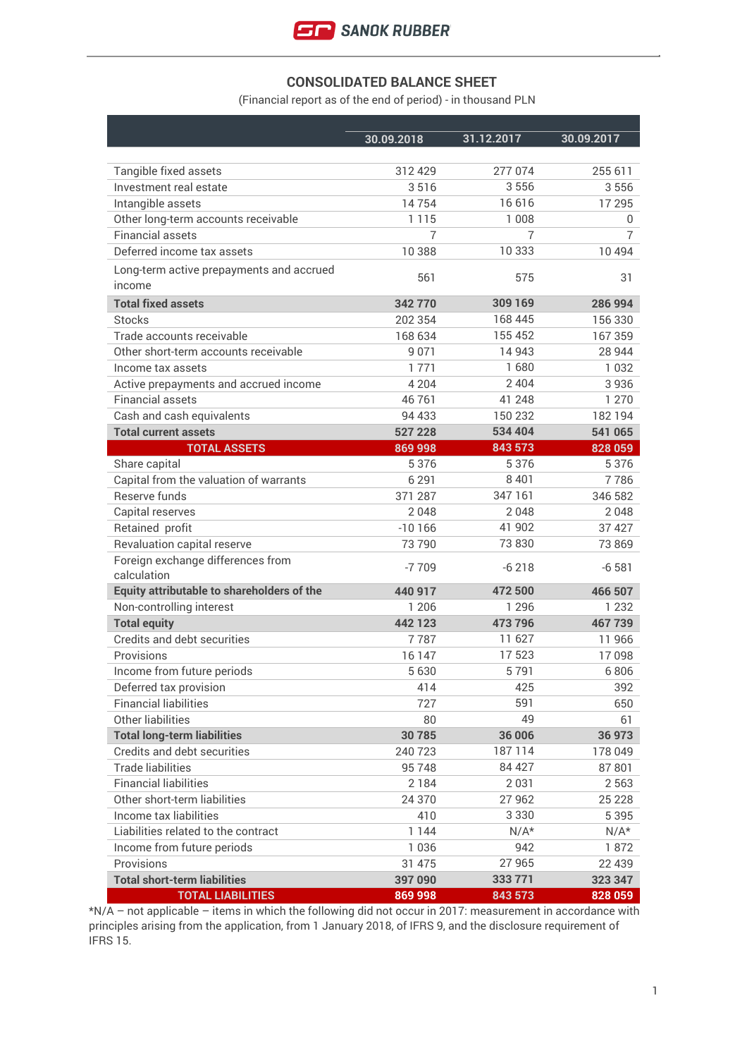SANOK RUBBER

## CONSOLIDATED BALANCE SHEET

(Financial report as of the end of period) - in thousand PLN

| | 30.09.2018 | 31.12.2017 | 30.09.2017 |
|---|---|---|---|
| Tangible fixed assets | 312 429 | 277 074 | 255 611 |
| Investment real estate | 3 516 | 3 556 | 3 556 |
| Intangible assets | 14 754 | 16 616 | 17 295 |
| Other long-term accounts receivable | 1 115 | 1 008 | 0 |
| Financial assets | 7 | 7 | 7 |
| Deferred income tax assets | 10 388 | 10 333 | 10 494 |
| Long-term active prepayments and accrued income | 561 | 575 | 31 |
| **Total fixed assets** | **342 770** | **309 169** | **286 994** |
| Stocks | 202 354 | 168 445 | 156 330 |
| Trade accounts receivable | 168 634 | 155 452 | 167 359 |
| Other short-term accounts receivable | 9 071 | 14 943 | 28 944 |
| Income tax assets | 1 771 | 1 680 | 1 032 |
| Active prepayments and accrued income | 4 204 | 2 404 | 3 936 |
| Financial assets | 46 761 | 41 248 | 1 270 |
| Cash and cash equivalents | 94 433 | 150 232 | 182 194 |
| **Total current assets** | **527 228** | **534 404** | **541 065** |
| **TOTAL ASSETS** | **869 998** | **843 573** | **828 059** |
| Share capital | 5 376 | 5 376 | 5 376 |
| Capital from the valuation of warrants | 6 291 | 8 401 | 7 786 |
| Reserve funds | 371 287 | 347 161 | 346 582 |
| Capital reserves | 2 048 | 2 048 | 2 048 |
| Retained profit | -10 166 | 41 902 | 37 427 |
| Revaluation capital reserve | 73 790 | 73 830 | 73 869 |
| Foreign exchange differences from calculation | -7 709 | -6 218 | -6 581 |
| **Equity attributable to shareholders of the** | **440 917** | **472 500** | **466 507** |
| Non-controlling interest | 1 206 | 1 296 | 1 232 |
| **Total equity** | **442 123** | **473 796** | **467 739** |
| Credits and debt securities | 7 787 | 11 627 | 11 966 |
| Provisions | 16 147 | 17 523 | 17 098 |
| Income from future periods | 5 630 | 5 791 | 6 806 |
| Deferred tax provision | 414 | 425 | 392 |
| Financial liabilities | 727 | 591 | 650 |
| Other liabilities | 80 | 49 | 61 |
| **Total long-term liabilities** | **30 785** | **36 006** | **36 973** |
| Credits and debt securities | 240 723 | 187 114 | 178 049 |
| Trade liabilities | 95 748 | 84 427 | 87 801 |
| Financial liabilities | 2 184 | 2 031 | 2 563 |
| Other short-term liabilities | 24 370 | 27 962 | 25 228 |
| Income tax liabilities | 410 | 3 330 | 5 395 |
| Liabilities related to the contract | 1 144 | N/A* | N/A* |
| Income from future periods | 1 036 | 942 | 1 872 |
| Provisions | 31 475 | 27 965 | 22 439 |
| **Total short-term liabilities** | **397 090** | **333 771** | **323 347** |
| **TOTAL LIABILITIES** | **869 998** | **843 573** | **828 059** |

*N/A – not applicable – items in which the following did not occur in 2017: measurement in accordance with principles arising from the application, from 1 January 2018, of IFRS 9, and the disclosure requirement of IFRS 15.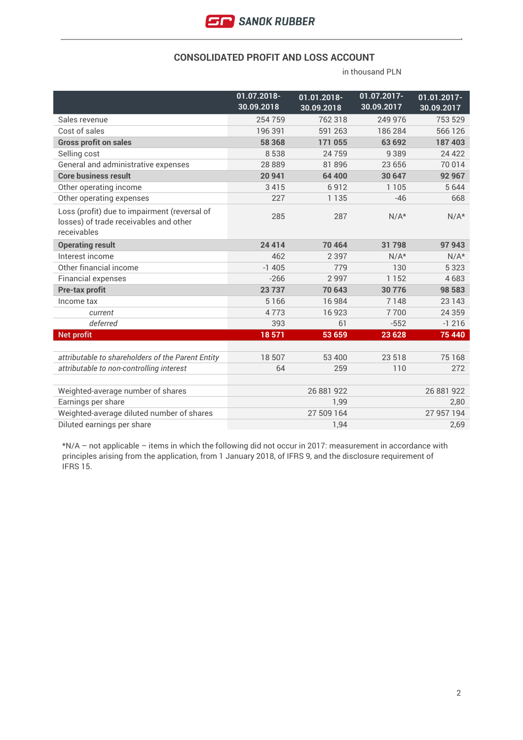## CONSOLIDATED PROFIT AND LOSS ACCOUNT

in thousand PLN

| | 01.07.2018-30.09.2018 | 01.01.2018-30.09.2018 | 01.07.2017-30.09.2017 | 01.01.2017-30.09.2017 |
|---|---|---|---|---|
| Sales revenue | 254 759 | 762 318 | 249 976 | 753 529 |
| Cost of sales | 196 391 | 591 263 | 186 284 | 566 126 |
| **Gross profit on sales** | **58 368** | **171 055** | **63 692** | **187 403** |
| Selling cost | 8 538 | 24 759 | 9 389 | 24 422 |
| General and administrative expenses | 28 889 | 81 896 | 23 656 | 70 014 |
| **Core business result** | **20 941** | **64 400** | **30 647** | **92 967** |
| Other operating income | 3 415 | 6 912 | 1 105 | 5 644 |
| Other operating expenses | 227 | 1 135 | -46 | 668 |
| Loss (profit) due to impairment (reversal of losses) of trade receivables and other receivables | 285 | 287 | N/A* | N/A* |
| **Operating result** | **24 414** | **70 464** | **31 798** | **97 943** |
| Interest income | 462 | 2 397 | N/A* | N/A* |
| Other financial income | -1 405 | 779 | 130 | 5 323 |
| Financial expenses | -266 | 2 997 | 1 152 | 4 683 |
| **Pre-tax profit** | **23 737** | **70 643** | **30 776** | **98 583** |
| Income tax | 5 166 | 16 984 | 7 148 | 23 143 |
| *current* | 4 773 | 16 923 | 7 700 | 24 359 |
| *deferred* | 393 | 61 | -552 | -1 216 |
| **Net profit** | **18 571** | **53 659** | **23 628** | **75 440** |
| | | | | |
| *attributable to shareholders of the Parent Entity* | 18 507 | 53 400 | 23 518 | 75 168 |
| *attributable to non-controlling interest* | 64 | 259 | 110 | 272 |
| | | | | |
| Weighted-average number of shares | | 26 881 922 | | 26 881 922 |
| Earnings per share | | 1,99 | | 2,80 |
| Weighted-average diluted number of shares | | 27 509 164 | | 27 957 194 |
| Diluted earnings per share | | 1,94 | | 2,69 |

*N/A – not applicable – items in which the following did not occur in 2017: measurement in accordance with principles arising from the application, from 1 January 2018, of IFRS 9, and the disclosure requirement of IFRS 15.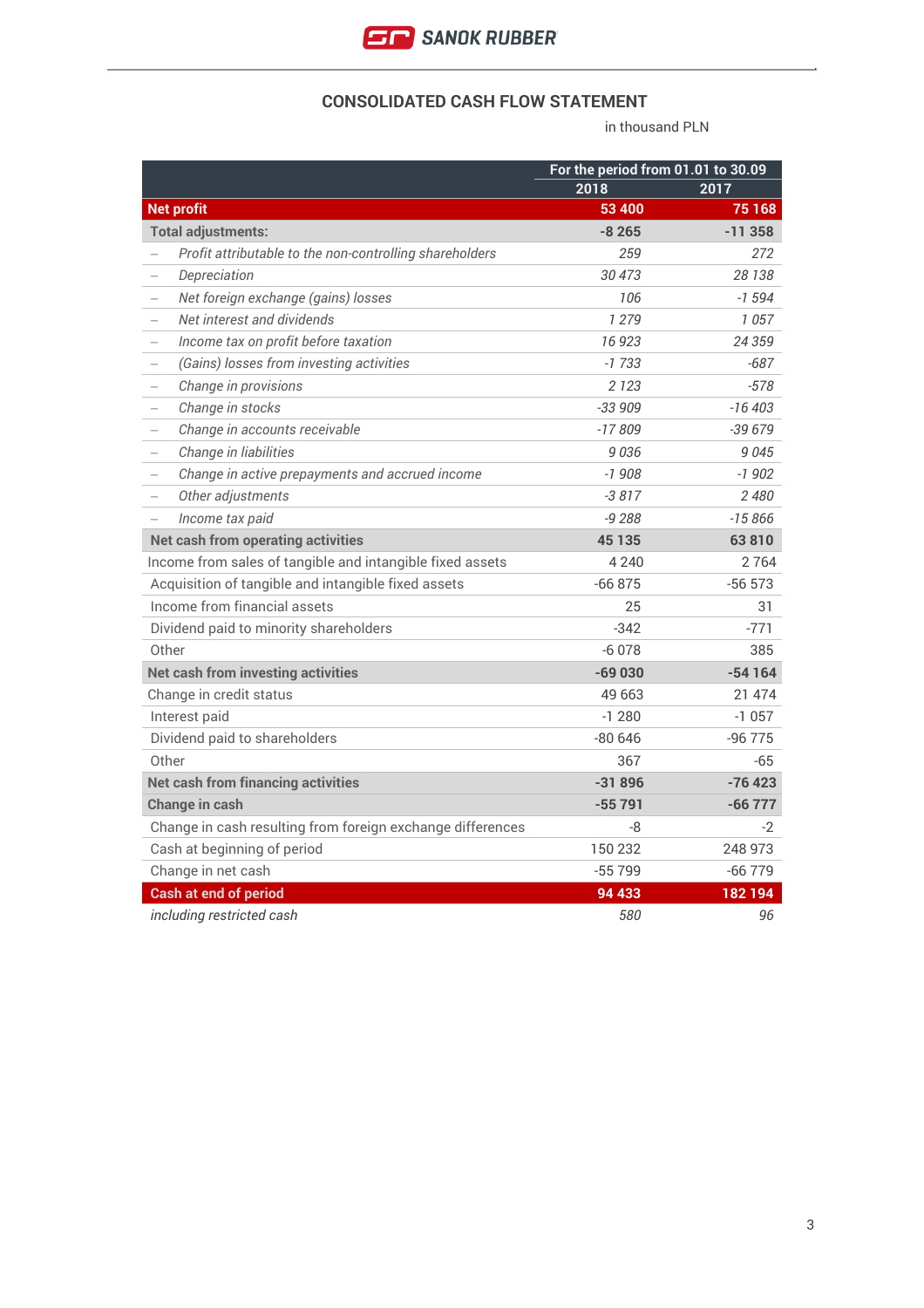## CONSOLIDATED CASH FLOW STATEMENT

in thousand PLN

| | For the period from 01.01 to 30.09 | |
|---|---|---|
| | 2018 | 2017 |
| **Net profit** | **53 400** | **75 168** |
| **Total adjustments:** | **-8 265** | **-11 358** |
| – *Profit attributable to the non-controlling shareholders* | *259* | *272* |
| – *Depreciation* | *30 473* | *28 138* |
| – *Net foreign exchange (gains) losses* | *106* | *-1 594* |
| – *Net interest and dividends* | *1 279* | *1 057* |
| – *Income tax on profit before taxation* | *16 923* | *24 359* |
| – *(Gains) losses from investing activities* | *-1 733* | *-687* |
| – *Change in provisions* | *2 123* | *-578* |
| – *Change in stocks* | *-33 909* | *-16 403* |
| – *Change in accounts receivable* | *-17 809* | *-39 679* |
| – *Change in liabilities* | *9 036* | *9 045* |
| – *Change in active prepayments and accrued income* | *-1 908* | *-1 902* |
| – *Other adjustments* | *-3 817* | *2 480* |
| – *Income tax paid* | *-9 288* | *-15 866* |
| **Net cash from operating activities** | **45 135** | **63 810** |
| Income from sales of tangible and intangible fixed assets | 4 240 | 2 764 |
| Acquisition of tangible and intangible fixed assets | -66 875 | -56 573 |
| Income from financial assets | 25 | 31 |
| Dividend paid to minority shareholders | -342 | -771 |
| Other | -6 078 | 385 |
| **Net cash from investing activities** | **-69 030** | **-54 164** |
| Change in credit status | 49 663 | 21 474 |
| Interest paid | -1 280 | -1 057 |
| Dividend paid to shareholders | -80 646 | -96 775 |
| Other | 367 | -65 |
| **Net cash from financing activities** | **-31 896** | **-76 423** |
| **Change in cash** | **-55 791** | **-66 777** |
| Change in cash resulting from foreign exchange differences | -8 | -2 |
| Cash at beginning of period | 150 232 | 248 973 |
| Change in net cash | -55 799 | -66 779 |
| **Cash at end of period** | **94 433** | **182 194** |
| *including restricted cash* | *580* | *96* |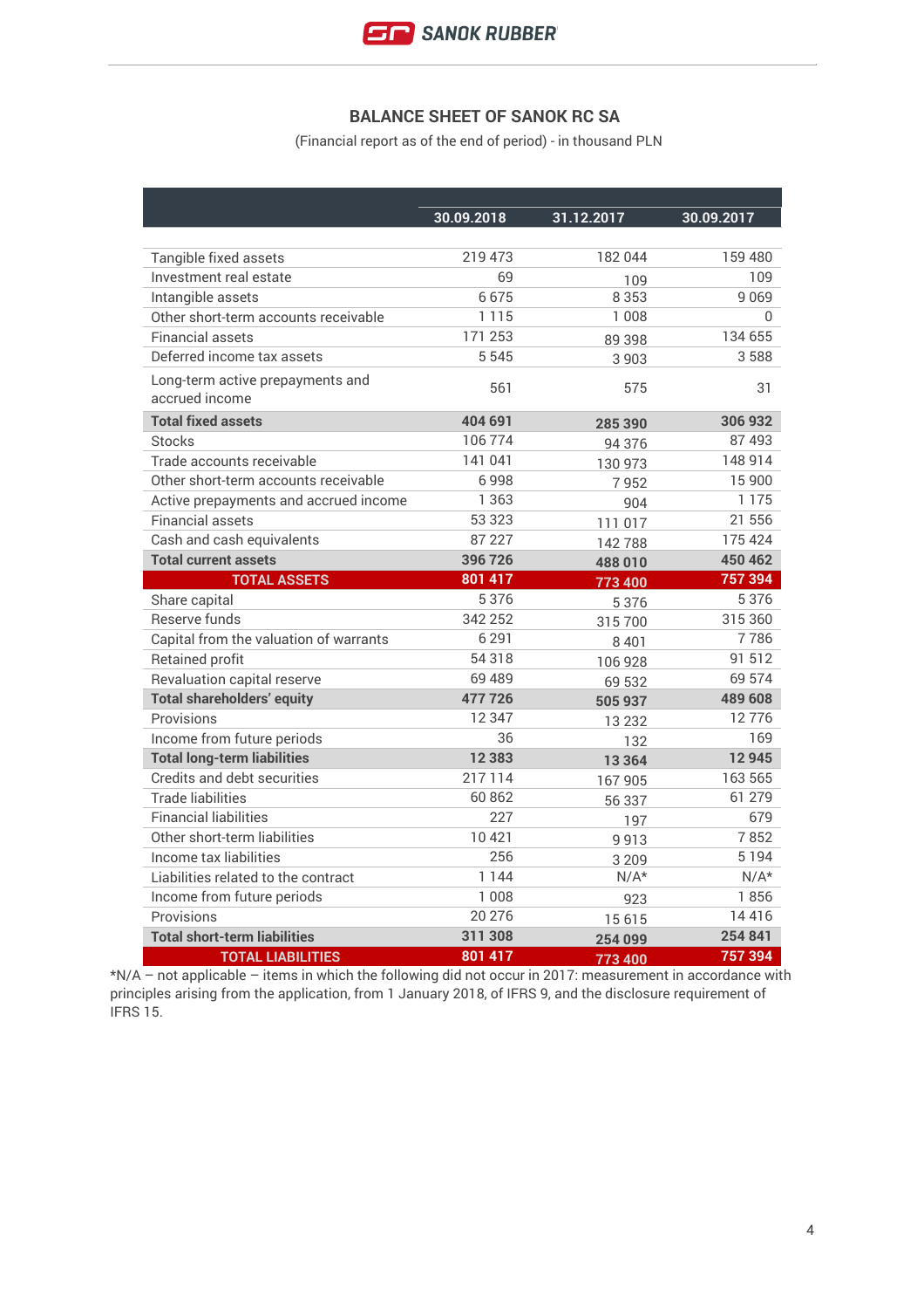## BALANCE SHEET OF SANOK RC SA

(Financial report as of the end of period) - in thousand PLN

| | 30.09.2018 | 31.12.2017 | 30.09.2017 |
|---|---|---|---|
| Tangible fixed assets | 219 473 | 182 044 | 159 480 |
| Investment real estate | 69 | 109 | 109 |
| Intangible assets | 6 675 | 8 353 | 9 069 |
| Other short-term accounts receivable | 1 115 | 1 008 | 0 |
| Financial assets | 171 253 | 89 398 | 134 655 |
| Deferred income tax assets | 5 545 | 3 903 | 3 588 |
| Long-term active prepayments and accrued income | 561 | 575 | 31 |
| **Total fixed assets** | **404 691** | **285 390** | **306 932** |
| Stocks | 106 774 | 94 376 | 87 493 |
| Trade accounts receivable | 141 041 | 130 973 | 148 914 |
| Other short-term accounts receivable | 6 998 | 7 952 | 15 900 |
| Active prepayments and accrued income | 1 363 | 904 | 1 175 |
| Financial assets | 53 323 | 111 017 | 21 556 |
| Cash and cash equivalents | 87 227 | 142 788 | 175 424 |
| **Total current assets** | **396 726** | **488 010** | **450 462** |
| **TOTAL ASSETS** | **801 417** | **773 400** | **757 394** |
| Share capital | 5 376 | 5 376 | 5 376 |
| Reserve funds | 342 252 | 315 700 | 315 360 |
| Capital from the valuation of warrants | 6 291 | 8 401 | 7 786 |
| Retained profit | 54 318 | 106 928 | 91 512 |
| Revaluation capital reserve | 69 489 | 69 532 | 69 574 |
| **Total shareholders' equity** | **477 726** | **505 937** | **489 608** |
| Provisions | 12 347 | 13 232 | 12 776 |
| Income from future periods | 36 | 132 | 169 |
| **Total long-term liabilities** | **12 383** | **13 364** | **12 945** |
| Credits and debt securities | 217 114 | 167 905 | 163 565 |
| Trade liabilities | 60 862 | 56 337 | 61 279 |
| Financial liabilities | 227 | 197 | 679 |
| Other short-term liabilities | 10 421 | 9 913 | 7 852 |
| Income tax liabilities | 256 | 3 209 | 5 194 |
| Liabilities related to the contract | 1 144 | N/A* | N/A* |
| Income from future periods | 1 008 | 923 | 1 856 |
| Provisions | 20 276 | 15 615 | 14 416 |
| **Total short-term liabilities** | **311 308** | **254 099** | **254 841** |
| **TOTAL LIABILITIES** | **801 417** | **773 400** | **757 394** |

*N/A – not applicable – items in which the following did not occur in 2017: measurement in accordance with principles arising from the application, from 1 January 2018, of IFRS 9, and the disclosure requirement of IFRS 15.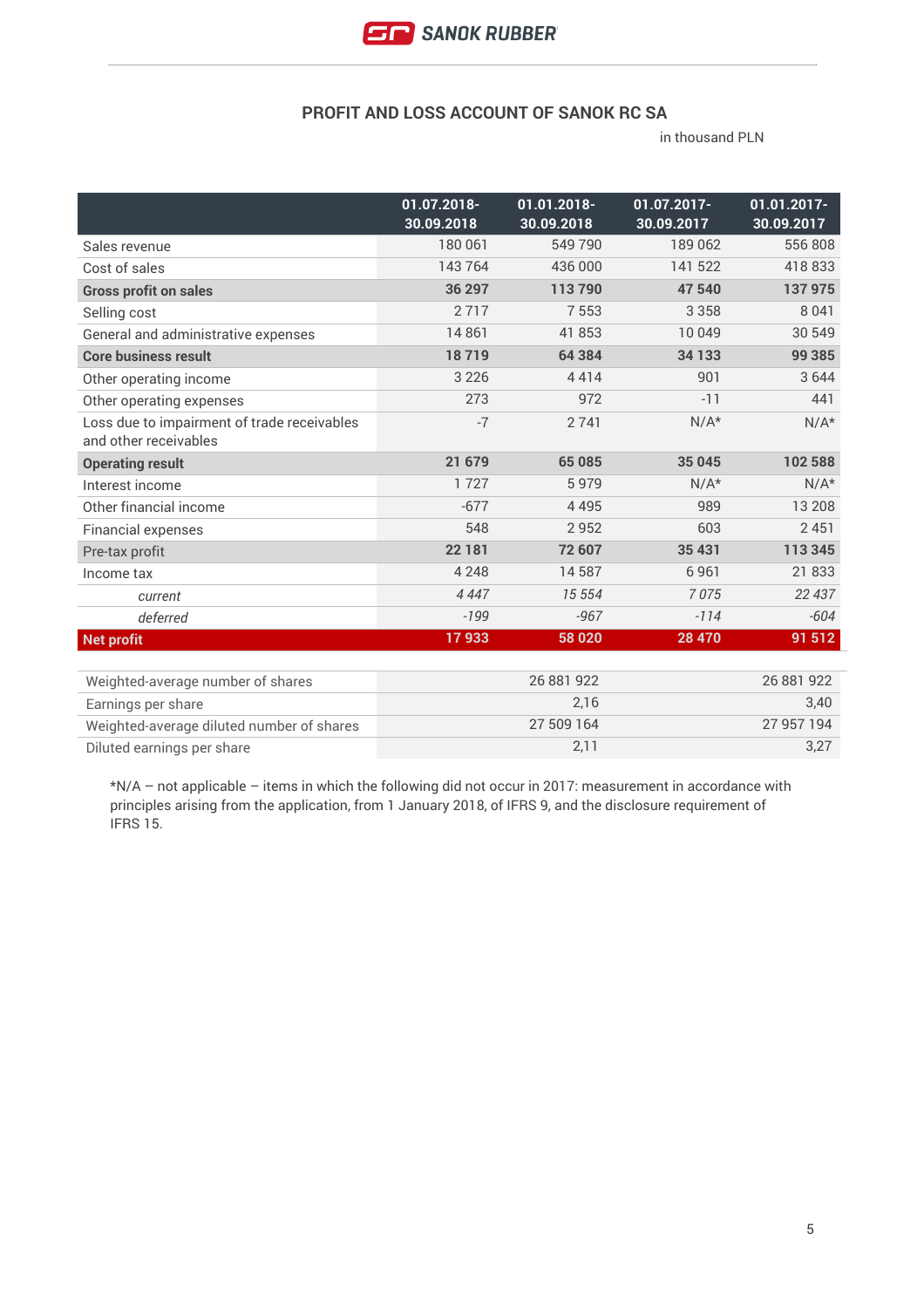## PROFIT AND LOSS ACCOUNT OF SANOK RC SA

in thousand PLN

| | 01.07.2018-30.09.2018 | 01.01.2018-30.09.2018 | 01.07.2017-30.09.2017 | 01.01.2017-30.09.2017 |
|---|---|---|---|---|
| Sales revenue | 180 061 | 549 790 | 189 062 | 556 808 |
| Cost of sales | 143 764 | 436 000 | 141 522 | 418 833 |
| **Gross profit on sales** | **36 297** | **113 790** | **47 540** | **137 975** |
| Selling cost | 2 717 | 7 553 | 3 358 | 8 041 |
| General and administrative expenses | 14 861 | 41 853 | 10 049 | 30 549 |
| **Core business result** | **18 719** | **64 384** | **34 133** | **99 385** |
| Other operating income | 3 226 | 4 414 | 901 | 3 644 |
| Other operating expenses | 273 | 972 | -11 | 441 |
| Loss due to impairment of trade receivables and other receivables | -7 | 2 741 | N/A* | N/A* |
| **Operating result** | **21 679** | **65 085** | **35 045** | **102 588** |
| Interest income | 1 727 | 5 979 | N/A* | N/A* |
| Other financial income | -677 | 4 495 | 989 | 13 208 |
| Financial expenses | 548 | 2 952 | 603 | 2 451 |
| Pre-tax profit | **22 181** | **72 607** | **35 431** | **113 345** |
| Income tax | 4 248 | 14 587 | 6 961 | 21 833 |
| *current* | *4 447* | *15 554* | *7 075* | *22 437* |
| *deferred* | *-199* | *-967* | *-114* | *-604* |
| **Net profit** | **17 933** | **58 020** | **28 470** | **91 512** |

| | 01.01.2018-30.09.2018 | 01.01.2017-30.09.2017 |
|---|---|---|
| Weighted-average number of shares | 26 881 922 | 26 881 922 |
| Earnings per share | 2,16 | 3,40 |
| Weighted-average diluted number of shares | 27 509 164 | 27 957 194 |
| Diluted earnings per share | 2,11 | 3,27 |

*N/A – not applicable – items in which the following did not occur in 2017: measurement in accordance with principles arising from the application, from 1 January 2018, of IFRS 9, and the disclosure requirement of IFRS 15.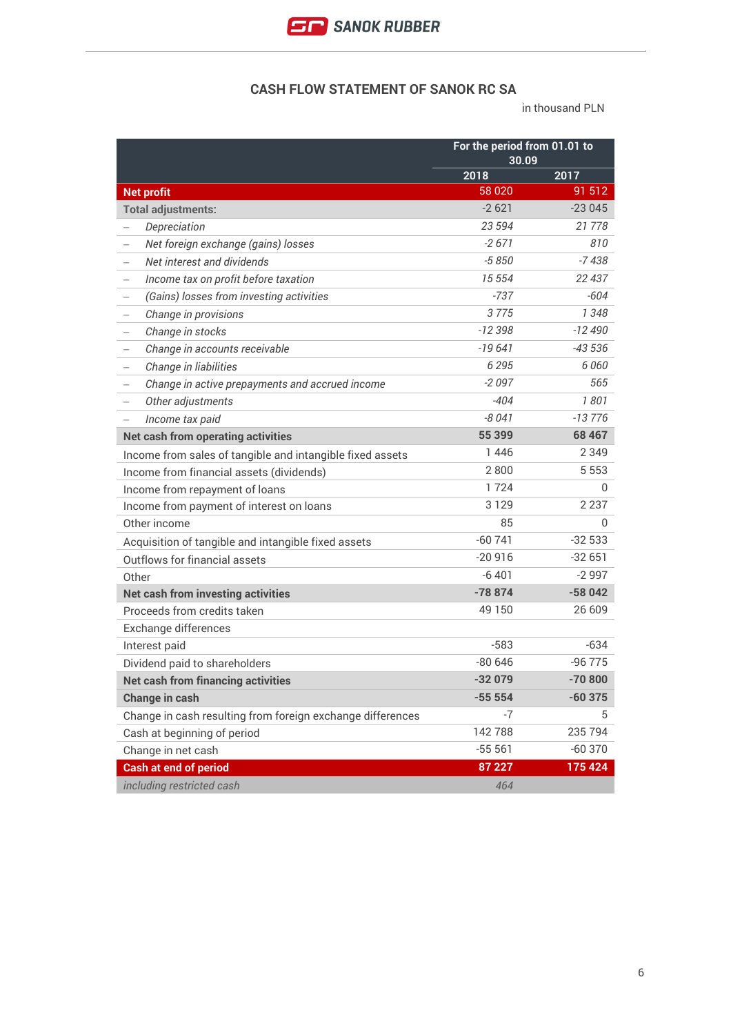## CASH FLOW STATEMENT OF SANOK RC SA

in thousand PLN

| | For the period from 01.01 to 30.09 | |
|---|---|---|
| | 2018 | 2017 |
| **Net profit** | 58 020 | 91 512 |
| **Total adjustments:** | -2 621 | -23 045 |
| – *Depreciation* | *23 594* | *21 778* |
| – *Net foreign exchange (gains) losses* | *-2 671* | *810* |
| – *Net interest and dividends* | *-5 850* | *-7 438* |
| – *Income tax on profit before taxation* | *15 554* | *22 437* |
| – *(Gains) losses from investing activities* | *-737* | *-604* |
| – *Change in provisions* | *3 775* | *1 348* |
| – *Change in stocks* | *-12 398* | *-12 490* |
| – *Change in accounts receivable* | *-19 641* | *-43 536* |
| – *Change in liabilities* | *6 295* | *6 060* |
| – *Change in active prepayments and accrued income* | *-2 097* | *565* |
| – *Other adjustments* | *-404* | *1 801* |
| – *Income tax paid* | *-8 041* | *-13 776* |
| **Net cash from operating activities** | **55 399** | **68 467** |
| Income from sales of tangible and intangible fixed assets | 1 446 | 2 349 |
| Income from financial assets (dividends) | 2 800 | 5 553 |
| Income from repayment of loans | 1 724 | 0 |
| Income from payment of interest on loans | 3 129 | 2 237 |
| Other income | 85 | 0 |
| Acquisition of tangible and intangible fixed assets | -60 741 | -32 533 |
| Outflows for financial assets | -20 916 | -32 651 |
| Other | -6 401 | -2 997 |
| **Net cash from investing activities** | **-78 874** | **-58 042** |
| Proceeds from credits taken | 49 150 | 26 609 |
| Exchange differences | | |
| Interest paid | -583 | -634 |
| Dividend paid to shareholders | -80 646 | -96 775 |
| **Net cash from financing activities** | **-32 079** | **-70 800** |
| **Change in cash** | **-55 554** | **-60 375** |
| Change in cash resulting from foreign exchange differences | -7 | 5 |
| Cash at beginning of period | 142 788 | 235 794 |
| Change in net cash | -55 561 | -60 370 |
| **Cash at end of period** | **87 227** | **175 424** |
| *including restricted cash* | *464* | |